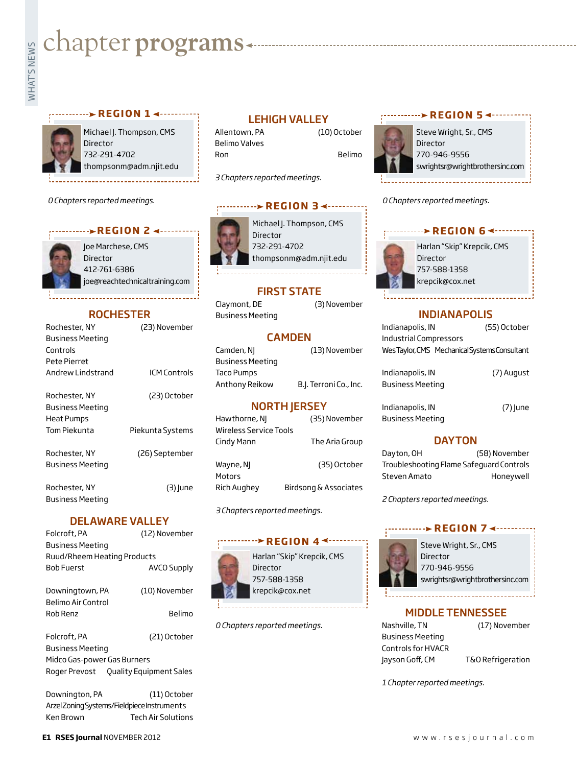# chapter programs

## REGION 1

Michael J. Thompson, CMS
Director
732-291-4702
thompsonm@adm.njit.edu

*0 Chapters reported meetings.*

## REGION 2

Joe Marchese, CMS
Director
412-761-6386
joe@reachtechnicaltraining.com

### ROCHESTER

Rochester, NY (23) November
Business Meeting
Controls
Pete Pierret
Andrew Lindstrand ICM Controls

Rochester, NY (23) October
Business Meeting
Heat Pumps
Tom Piekunta Piekunta Systems

Rochester, NY (26) September
Business Meeting

Rochester, NY (3) June
Business Meeting

### DELAWARE VALLEY

Folcroft, PA (12) November
Business Meeting
Ruud/Rheem Heating Products
Bob Fuerst AVCO Supply

Downingtown, PA (10) November
Belimo Air Control
Rob Renz Belimo

Folcroft, PA (21) October
Business Meeting
Midco Gas-power Gas Burners
Roger Prevost Quality Equipment Sales

Downington, PA (11) October
Arzel Zoning Systems/Fieldpiece Instruments
Ken Brown Tech Air Solutions

### LEHIGH VALLEY

Allentown, PA (10) October
Belimo Valves
Ron Belimo

*3 Chapters reported meetings.*

## REGION 3

Michael J. Thompson, CMS
Director
732-291-4702
thompsonm@adm.njit.edu

### FIRST STATE

Claymont, DE (3) November
Business Meeting

### CAMDEN

Camden, NJ (13) November
Business Meeting
Taco Pumps
Anthony Reikow B.J. Terroni Co., Inc.

### NORTH JERSEY

Hawthorne, NJ (35) November
Wireless Service Tools
Cindy Mann The Aria Group

Wayne, NJ (35) October
Motors
Rich Aughey Birdsong & Associates

*3 Chapters reported meetings.*

## REGION 4

Harlan "Skip" Krepcik, CMS
Director
757-588-1358
krepcik@cox.net

*0 Chapters reported meetings.*

## REGION 5

Steve Wright, Sr., CMS
Director
770-946-9556
swrightsr@wrightbrothersinc.com

*0 Chapters reported meetings.*

## REGION 6

Harlan "Skip" Krepcik, CMS
Director
757-588-1358
krepcik@cox.net

### INDIANAPOLIS

Indianapolis, IN (55) October
Industrial Compressors
Wes Taylor, CMS Mechanical Systems Consultant

Indianapolis, IN (7) August
Business Meeting

Indianapolis, IN (7) June
Business Meeting

### DAYTON

Dayton, OH (58) November
Troubleshooting Flame Safeguard Controls
Steven Amato Honeywell

*2 Chapters reported meetings.*

## REGION 7

Steve Wright, Sr., CMS
Director
770-946-9556
swrightsr@wrightbrothersinc.com

### MIDDLE TENNESSEE

Nashville, TN (17) November
Business Meeting
Controls for HVACR
Jayson Goff, CM T&O Refrigeration

*1 Chapter reported meetings.*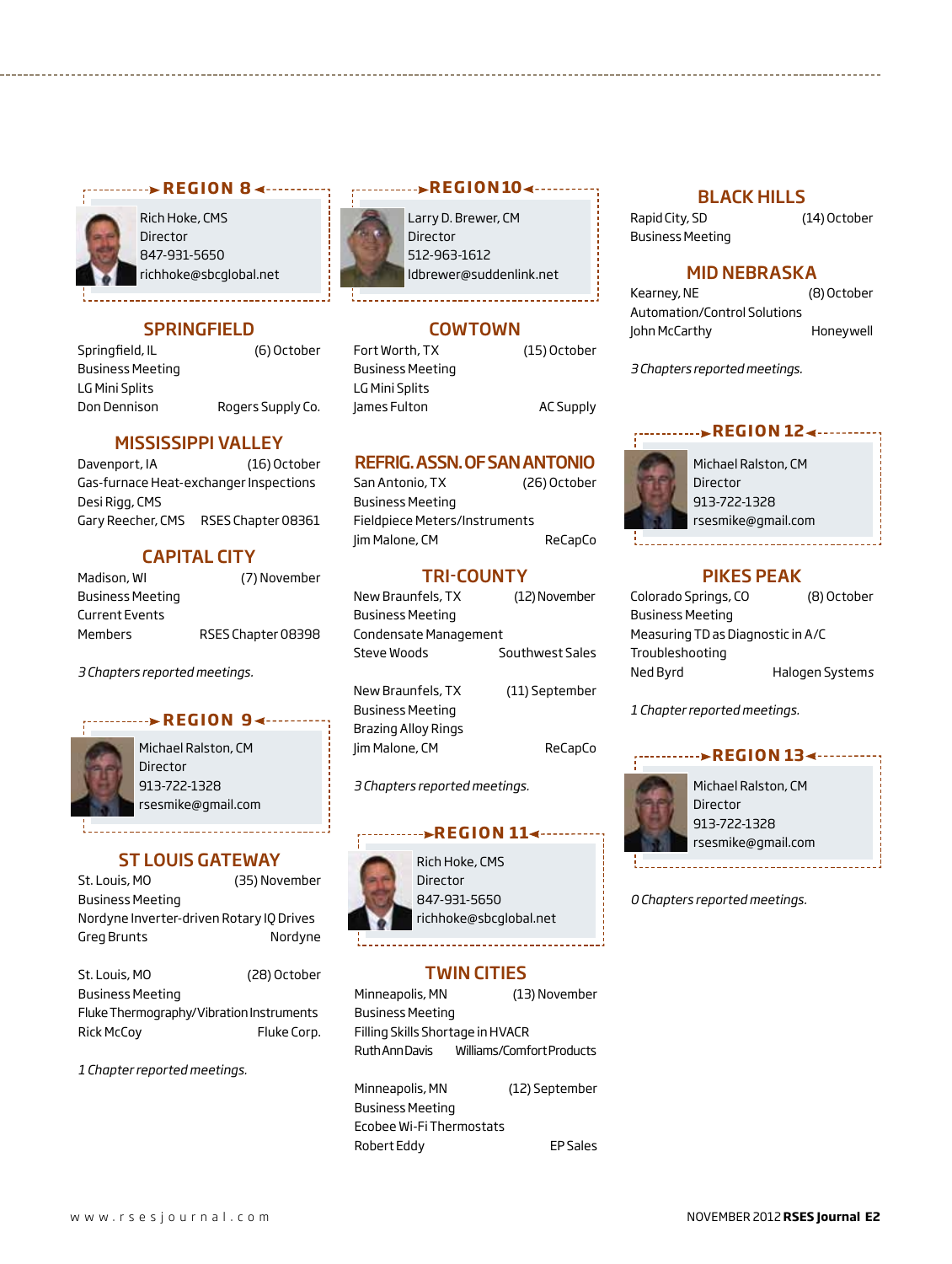## REGION 8

Rich Hoke, CMS
Director
847-931-5650
richhoke@sbcglobal.net

### SPRINGFIELD

Springfield, IL (6) October
Business Meeting
LG Mini Splits
Don Dennison Rogers Supply Co.

### MISSISSIPPI VALLEY

Davenport, IA (16) October
Gas-furnace Heat-exchanger Inspections
Desi Rigg, CMS
Gary Reecher, CMS RSES Chapter 08361

### CAPITAL CITY

Madison, WI (7) November
Business Meeting
Current Events
Members RSES Chapter 08398

*3 Chapters reported meetings.*

## REGION 9

Michael Ralston, CM
Director
913-722-1328
rsesmike@gmail.com

### ST LOUIS GATEWAY

St. Louis, MO (35) November
Business Meeting
Nordyne Inverter-driven Rotary IQ Drives
Greg Brunts Nordyne

St. Louis, MO (28) October
Business Meeting
Fluke Thermography/Vibration Instruments
Rick McCoy Fluke Corp.

*1 Chapter reported meetings.*

## REGION 10

Larry D. Brewer, CM
Director
512-963-1612
ldbrewer@suddenlink.net

### COWTOWN

Fort Worth, TX (15) October
Business Meeting
LG Mini Splits
James Fulton AC Supply

### REFRIG. ASSN. OF SAN ANTONIO

San Antonio, TX (26) October
Business Meeting
Fieldpiece Meters/Instruments
Jim Malone, CM ReCapCo

### TRI-COUNTY

New Braunfels, TX (12) November
Business Meeting
Condensate Management
Steve Woods Southwest Sales

New Braunfels, TX (11) September
Business Meeting
Brazing Alloy Rings
Jim Malone, CM ReCapCo

*3 Chapters reported meetings.*

## REGION 11

Rich Hoke, CMS
Director
847-931-5650
richhoke@sbcglobal.net

### TWIN CITIES

Minneapolis, MN (13) November
Business Meeting
Filling Skills Shortage in HVACR
Ruth Ann Davis Williams/Comfort Products

Minneapolis, MN (12) September
Business Meeting
Ecobee Wi-Fi Thermostats
Robert Eddy EP Sales

### BLACK HILLS

Rapid City, SD (14) October
Business Meeting

### MID NEBRASKA

Kearney, NE (8) October
Automation/Control Solutions
John McCarthy Honeywell

*3 Chapters reported meetings.*

## REGION 12

Michael Ralston, CM
Director
913-722-1328
rsesmike@gmail.com

### PIKES PEAK

Colorado Springs, CO (8) October
Business Meeting
Measuring TD as Diagnostic in A/C
Troubleshooting
Ned Byrd Halogen Systems

*1 Chapter reported meetings.*

## REGION 13

Michael Ralston, CM
Director
913-722-1328
rsesmike@gmail.com

*0 Chapters reported meetings.*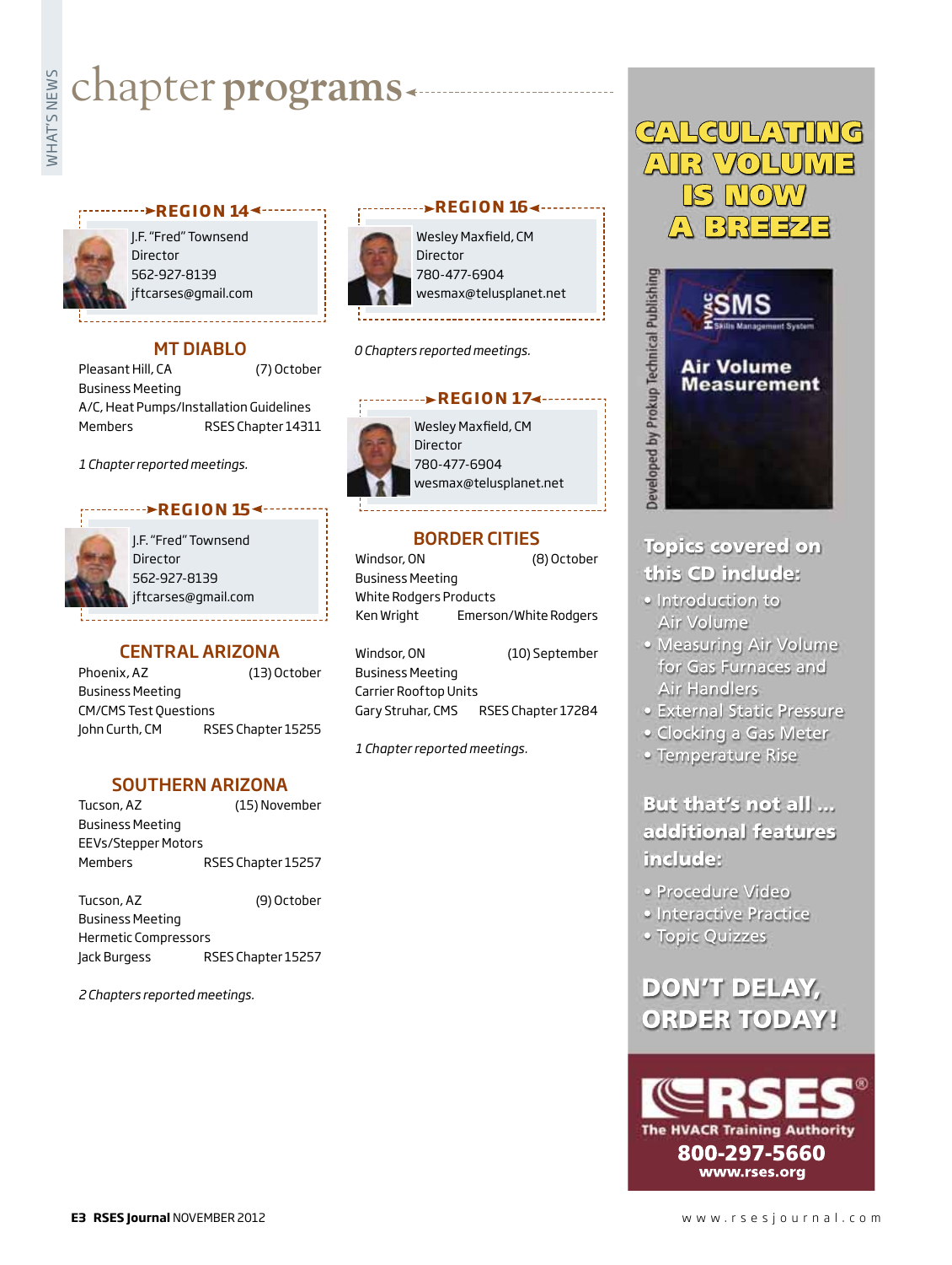# chapter programs

## REGION 14

J.F. "Fred" Townsend
Director
562-927-8139
jftcarses@gmail.com

### MT DIABLO

Pleasant Hill, CA (7) October
Business Meeting
A/C, Heat Pumps/Installation Guidelines
Members RSES Chapter 14311

*1 Chapter reported meetings.*

## REGION 15

J.F. "Fred" Townsend
Director
562-927-8139
jftcarses@gmail.com

### CENTRAL ARIZONA

Phoenix, AZ (13) October
Business Meeting
CM/CMS Test Questions
John Curth, CM RSES Chapter 15255

### SOUTHERN ARIZONA

Tucson, AZ (15) November
Business Meeting
EEVs/Stepper Motors
Members RSES Chapter 15257

Tucson, AZ (9) October
Business Meeting
Hermetic Compressors
Jack Burgess RSES Chapter 15257

*2 Chapters reported meetings.*

## REGION 16

Wesley Maxfield, CM
Director
780-477-6904
wesmax@telusplanet.net

*0 Chapters reported meetings.*

## REGION 17

Wesley Maxfield, CM
Director
780-477-6904
wesmax@telusplanet.net

### BORDER CITIES

Windsor, ON (8) October
Business Meeting
White Rodgers Products
Ken Wright Emerson/White Rodgers

Windsor, ON (10) September
Business Meeting
Carrier Rooftop Units
Gary Struhar, CMS RSES Chapter 17284

*1 Chapter reported meetings.*

---

## CALCULATING AIR VOLUME IS NOW A BREEZE

Developed by Prokup Technical Publishing

HVAC SMS Skills Management System
Air Volume Measurement

**Topics covered on this CD include:**

- Introduction to Air Volume
- Measuring Air Volume for Gas Furnaces and Air Handlers
- External Static Pressure
- Clocking a Gas Meter
- Temperature Rise

**But that's not all ... additional features include:**

- Procedure Video
- Interactive Practice
- Topic Quizzes

**DON'T DELAY, ORDER TODAY!**

RSES®
The HVACR Training Authority
800-297-5660
www.rses.org